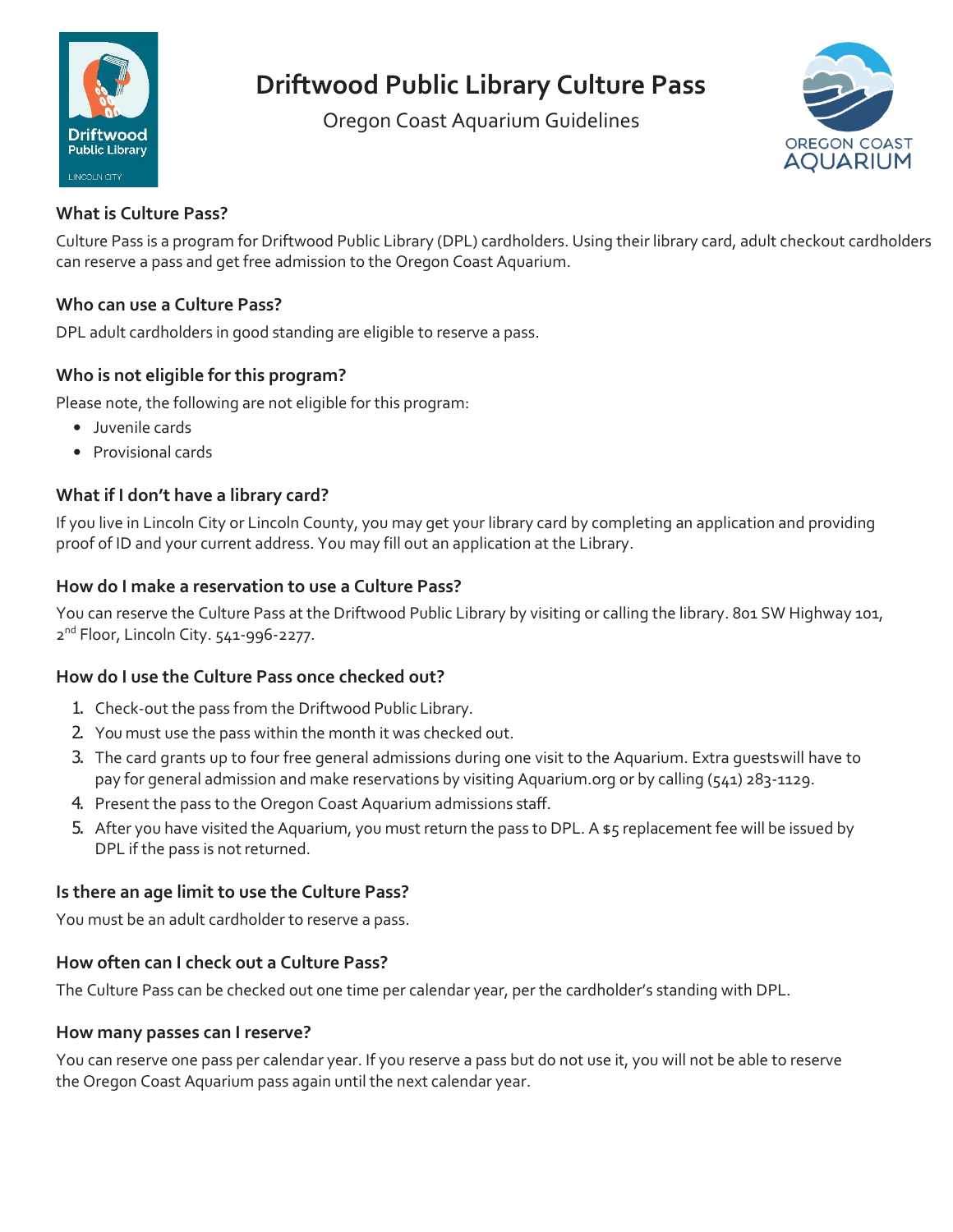# Driftwood Public Library Culture Pass

Oregon Coast Aquarium Guidelines

### What is Culture Pass?

Culture Pass is a program for Driftwood Public Library (DPL) cardholders. Using their library card, adult checkout cardholders can reserve a pass and get free admission to the Oregon Coast Aquarium.

### Who can use a Culture Pass?

DPL adult cardholders in good standing are eligible to reserve a pass.

### Who is not eligible for this program?

Please note, the following are not eligible for this program:

- Juvenile cards
- Provisional cards

### What if I don't have a library card?

If you live in Lincoln City or Lincoln County, you may get your library card by completing an application and providing proof of ID and your current address. You may fill out an application at the Library.

### How do I make a reservation to use a Culture Pass?

You can reserve the Culture Pass at the Driftwood Public Library by visiting or calling the library. 801 SW Highway 101, 2nd Floor, Lincoln City. 541-996-2277.

### How do I use the Culture Pass once checked out?

1. Check-out the pass from the Driftwood Public Library.
2. You must use the pass within the month it was checked out.
3. The card grants up to four free general admissions during one visit to the Aquarium. Extra guestswill have to pay for general admission and make reservations by visiting Aquarium.org or by calling (541) 283-1129.
4. Present the pass to the Oregon Coast Aquarium admissions staff.
5. After you have visited the Aquarium, you must return the pass to DPL. A $5 replacement fee will be issued by DPL if the pass is not returned.

### Is there an age limit to use the Culture Pass?

You must be an adult cardholder to reserve a pass.

### How often can I check out a Culture Pass?

The Culture Pass can be checked out one time per calendar year, per the cardholder's standing with DPL.

### How many passes can I reserve?

You can reserve one pass per calendar year. If you reserve a pass but do not use it, you will not be able to reserve the Oregon Coast Aquarium pass again until the next calendar year.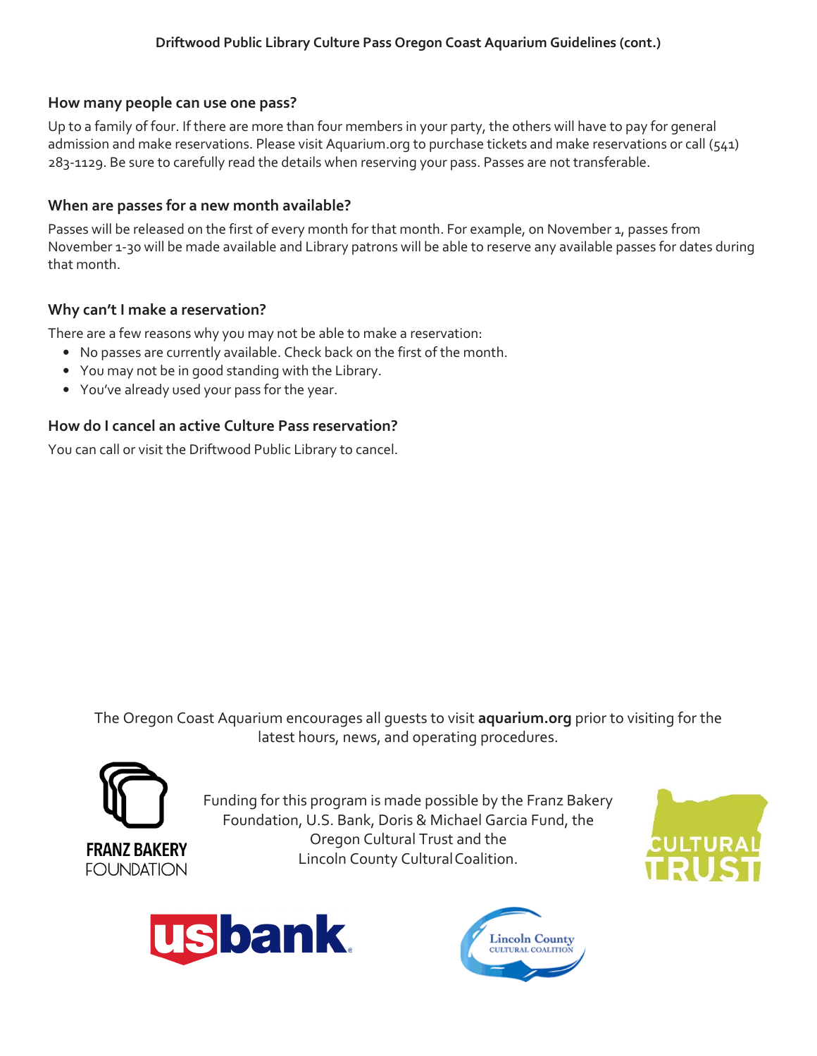### How many people can use one pass?

Up to a family of four. If there are more than four members in your party, the others will have to pay for general admission and make reservations. Please visit Aquarium.org to purchase tickets and make reservations or call (541) 283-1129. Be sure to carefully read the details when reserving your pass. Passes are not transferable.

### When are passes for a new month available?

Passes will be released on the first of every month for that month. For example, on November 1, passes from November 1-30 will be made available and Library patrons will be able to reserve any available passes for dates during that month.

### Why can't I make a reservation?

There are a few reasons why you may not be able to make a reservation:

- No passes are currently available. Check back on the first of the month.
- You may not be in good standing with the Library.
- You've already used your pass for the year.

### How do I cancel an active Culture Pass reservation?

You can call or visit the Driftwood Public Library to cancel.

The Oregon Coast Aquarium encourages all guests to visit **aquarium.org** prior to visiting for the latest hours, news, and operating procedures.

FRANZ BAKERY FOUNDATION

Funding for this program is made possible by the Franz Bakery Foundation, U.S. Bank, Doris & Michael Garcia Fund, the Oregon Cultural Trust and the Lincoln County Cultural Coalition.

CULTURAL TRUST

usbank

Lincoln County CULTURAL COALITION